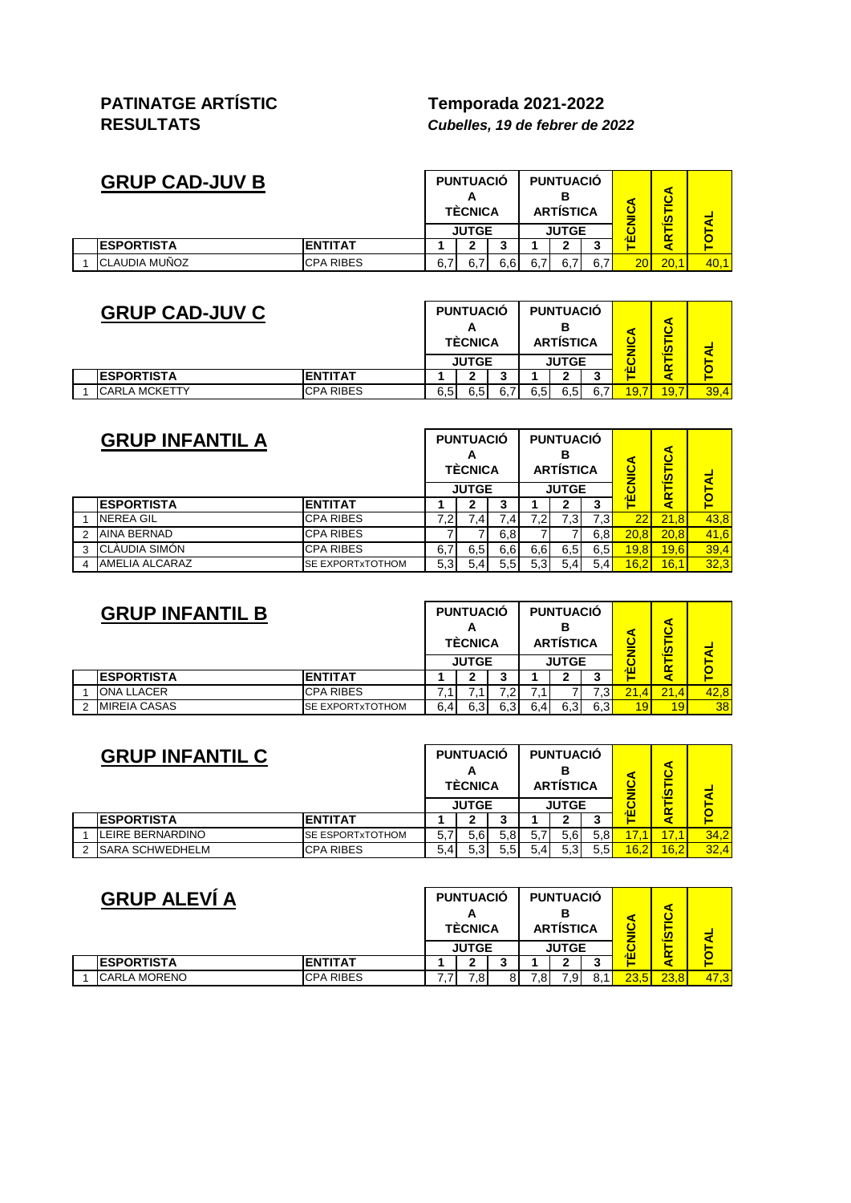**PATINATGE ARTÍSTIC**
**RESULTATS**

**Temporada 2021-2022**
***Cubelles, 19 de febrer de 2022***

## GRUP CAD-JUV B

| | | | PUNTUACIÓ A TÈCNICA | | | PUNTUACIÓ B ARTÍSTICA | | | TÈCNICA | ARTÍSTICA | TOTAL |
|---|---|---|---|---|---|---|---|---|---|---|---|
| | | | JUTGE | | | JUTGE | | | | | |
| | ESPORTISTA | ENTITAT | 1 | 2 | 3 | 1 | 2 | 3 | | | |
| 1 | CLAUDIA MUÑOZ | CPA RIBES | 6,7 | 6,7 | 6,6 | 6,7 | 6,7 | 6,7 | 20 | 20,1 | 40,1 |

## GRUP CAD-JUV C

| | | | PUNTUACIÓ A TÈCNICA | | | PUNTUACIÓ B ARTÍSTICA | | | TÈCNICA | ARTÍSTICA | TOTAL |
|---|---|---|---|---|---|---|---|---|---|---|---|
| | | | JUTGE | | | JUTGE | | | | | |
| | ESPORTISTA | ENTITAT | 1 | 2 | 3 | 1 | 2 | 3 | | | |
| 1 | CARLA MCKETTY | CPA RIBES | 6,5 | 6,5 | 6,7 | 6,5 | 6,5 | 6,7 | 19,7 | 19,7 | 39,4 |

## GRUP INFANTIL A

| | | | PUNTUACIÓ A TÈCNICA | | | PUNTUACIÓ B ARTÍSTICA | | | TÈCNICA | ARTÍSTICA | TOTAL |
|---|---|---|---|---|---|---|---|---|---|---|---|
| | | | JUTGE | | | JUTGE | | | | | |
| | ESPORTISTA | ENTITAT | 1 | 2 | 3 | 1 | 2 | 3 | | | |
| 1 | NEREA GIL | CPA RIBES | 7,2 | 7,4 | 7,4 | 7,2 | 7,3 | 7,3 | 22 | 21,8 | 43,8 |
| 2 | AINA BERNAD | CPA RIBES | 7 | 7 | 6,8 | 7 | 7 | 6,8 | 20,8 | 20,8 | 41,6 |
| 3 | CLÀUDIA SIMÓN | CPA RIBES | 6,7 | 6,5 | 6,6 | 6,6 | 6,5 | 6,5 | 19,8 | 19,6 | 39,4 |
| 4 | AMELIA ALCARAZ | SE EXPORTxTOTHOM | 5,3 | 5,4 | 5,5 | 5,3 | 5,4 | 5,4 | 16,2 | 16,1 | 32,3 |

## GRUP INFANTIL B

| | | | PUNTUACIÓ A TÈCNICA | | | PUNTUACIÓ B ARTÍSTICA | | | TÈCNICA | ARTÍSTICA | TOTAL |
|---|---|---|---|---|---|---|---|---|---|---|---|
| | | | JUTGE | | | JUTGE | | | | | |
| | ESPORTISTA | ENTITAT | 1 | 2 | 3 | 1 | 2 | 3 | | | |
| 1 | ONA LLACER | CPA RIBES | 7,1 | 7,1 | 7,2 | 7,1 | 7 | 7,3 | 21,4 | 21,4 | 42,8 |
| 2 | MIREIA CASAS | SE EXPORTxTOTHOM | 6,4 | 6,3 | 6,3 | 6,4 | 6,3 | 6,3 | 19 | 19 | 38 |

## GRUP INFANTIL C

| | | | PUNTUACIÓ A TÈCNICA | | | PUNTUACIÓ B ARTÍSTICA | | | TÈCNICA | ARTÍSTICA | TOTAL |
|---|---|---|---|---|---|---|---|---|---|---|---|
| | | | JUTGE | | | JUTGE | | | | | |
| | ESPORTISTA | ENTITAT | 1 | 2 | 3 | 1 | 2 | 3 | | | |
| 1 | LEIRE BERNARDINO | SE EXPORTxTOTHOM | 5,7 | 5,6 | 5,8 | 5,7 | 5,6 | 5,8 | 17,1 | 17,1 | 34,2 |
| 2 | SARA SCHWEDHELM | CPA RIBES | 5,4 | 5,3 | 5,5 | 5,4 | 5,3 | 5,5 | 16,2 | 16,2 | 32,4 |

## GRUP ALEVÍ A

| | | | PUNTUACIÓ A TÈCNICA | | | PUNTUACIÓ B ARTÍSTICA | | | TÈCNICA | ARTÍSTICA | TOTAL |
|---|---|---|---|---|---|---|---|---|---|---|---|
| | | | JUTGE | | | JUTGE | | | | | |
| | ESPORTISTA | ENTITAT | 1 | 2 | 3 | 1 | 2 | 3 | | | |
| 1 | CARLA MORENO | CPA RIBES | 7,7 | 7,8 | 8 | 7,8 | 7,9 | 8,1 | 23,5 | 23,8 | 47,3 |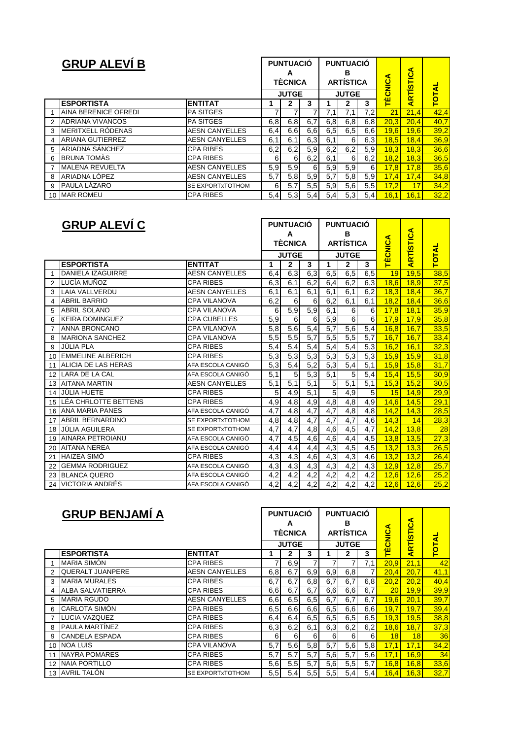## GRUP ALEVÍ B

| | ESPORTISTA | ENTITAT | PUNTUACIÓ A TÈCNICA | | | PUNTUACIÓ B ARTÍSTICA | | | TÈCNICA | ARTÍSTICA | TOTAL |
|---|---|---|---|---|---|---|---|---|---|---|---|
| | | | JUTGE | | | JUTGE | | | | | |
| | | | 1 | 2 | 3 | 1 | 2 | 3 | | | |
| 1 | AINA BERENICE OFREDI | PA SITGES | 7 | 7 | 7 | 7,1 | 7,1 | 7,2 | 21 | 21,4 | 42,4 |
| 2 | ADRIANA VIVANCOS | PA SITGES | 6,8 | 6,8 | 6,7 | 6,8 | 6,8 | 6,8 | 20,3 | 20,4 | 40,7 |
| 3 | MERITXELL RÓDENAS | AESN CANYELLES | 6,4 | 6,6 | 6,6 | 6,5 | 6,5 | 6,6 | 19,6 | 19,6 | 39,2 |
| 4 | ARIANA GUTIERREZ | AESN CANYELLES | 6,1 | 6,1 | 6,3 | 6,1 | 6 | 6,3 | 18,5 | 18,4 | 36,9 |
| 5 | ARIADNA SÁNCHEZ | CPA RIBES | 6,2 | 6,2 | 5,9 | 6,2 | 6,2 | 5,9 | 18,3 | 18,3 | 36,6 |
| 6 | BRUNA TOMÀS | CPA RIBES | 6 | 6 | 6,2 | 6,1 | 6 | 6,2 | 18,2 | 18,3 | 36,5 |
| 7 | MALENA REVUELTA | AESN CANYELLES | 5,9 | 5,9 | 6 | 5,9 | 5,9 | 6 | 17,8 | 17,8 | 35,6 |
| 8 | ARIADNA LÓPEZ | AESN CANYELLES | 5,7 | 5,8 | 5,9 | 5,7 | 5,8 | 5,9 | 17,4 | 17,4 | 34,8 |
| 9 | PAULA LÁZARO | SE EXPORTxTOTHOM | 6 | 5,7 | 5,5 | 5,9 | 5,6 | 5,5 | 17,2 | 17 | 34,2 |
| 10 | MAR ROMEU | CPA RIBES | 5,4 | 5,3 | 5,4 | 5,4 | 5,3 | 5,4 | 16,1 | 16,1 | 32,2 |

## GRUP ALEVÍ C

| | ESPORTISTA | ENTITAT | PUNTUACIÓ A TÈCNICA | | | PUNTUACIÓ B ARTÍSTICA | | | TÈCNICA | ARTÍSTICA | TOTAL |
|---|---|---|---|---|---|---|---|---|---|---|---|
| | | | JUTGE | | | JUTGE | | | | | |
| | | | 1 | 2 | 3 | 1 | 2 | 3 | | | |
| 1 | DANIELA IZAGUIRRE | AESN CANYELLES | 6,4 | 6,3 | 6,3 | 6,5 | 6,5 | 6,5 | 19 | 19,5 | 38,5 |
| 2 | LUCÍA MUÑOZ | CPA RIBES | 6,3 | 6,1 | 6,2 | 6,4 | 6,2 | 6,3 | 18,6 | 18,9 | 37,5 |
| 3 | LAIA VALLVERDU | AESN CANYELLES | 6,1 | 6,1 | 6,1 | 6,1 | 6,1 | 6,2 | 18,3 | 18,4 | 36,7 |
| 4 | ABRIL BARRIO | CPA VILANOVA | 6,2 | 6 | 6 | 6,2 | 6,1 | 6,1 | 18,2 | 18,4 | 36,6 |
| 5 | ABRIL SOLANO | CPA VILANOVA | 6 | 5,9 | 5,9 | 6,1 | 6 | 6 | 17,8 | 18,1 | 35,9 |
| 6 | KEIRA DOMINGUEZ | CPA CUBELLES | 5,9 | 6 | 6 | 5,9 | 6 | 6 | 17,9 | 17,9 | 35,8 |
| 7 | ANNA BRONCANO | CPA VILANOVA | 5,8 | 5,6 | 5,4 | 5,7 | 5,6 | 5,4 | 16,8 | 16,7 | 33,5 |
| 8 | MARIONA SANCHEZ | CPA VILANOVA | 5,5 | 5,5 | 5,7 | 5,5 | 5,5 | 5,7 | 16,7 | 16,7 | 33,4 |
| 9 | JÚLIA PLA | CPA RIBES | 5,4 | 5,4 | 5,4 | 5,4 | 5,4 | 5,3 | 16,2 | 16,1 | 32,3 |
| 10 | EMMELINE ALBERICH | CPA RIBES | 5,3 | 5,3 | 5,3 | 5,3 | 5,3 | 5,3 | 15,9 | 15,9 | 31,8 |
| 11 | ALICIA DE LAS HERAS | AFA ESCOLA CANIGÓ | 5,3 | 5,4 | 5,2 | 5,3 | 5,4 | 5,1 | 15,9 | 15,8 | 31,7 |
| 12 | LARA DE LA CAL | AFA ESCOLA CANIGÓ | 5,1 | 5 | 5,3 | 5,1 | 5 | 5,4 | 15,4 | 15,5 | 30,9 |
| 13 | AITANA MARTIN | AESN CANYELLES | 5,1 | 5,1 | 5,1 | 5 | 5,1 | 5,1 | 15,3 | 15,2 | 30,5 |
| 14 | JÚLIA HUETE | CPA RIBES | 5 | 4,9 | 5,1 | 5 | 4,9 | 5 | 15 | 14,9 | 29,9 |
| 15 | LÉA CHRLOTTE BETTENS | CPA RIBES | 4,9 | 4,8 | 4,9 | 4,8 | 4,8 | 4,9 | 14,6 | 14,5 | 29,1 |
| 16 | ANA MARIA PANES | AFA ESCOLA CANIGÓ | 4,7 | 4,8 | 4,7 | 4,7 | 4,8 | 4,8 | 14,2 | 14,3 | 28,5 |
| 17 | ABRIL BERNARDINO | SE EXPORTxTOTHOM | 4,8 | 4,8 | 4,7 | 4,7 | 4,7 | 4,6 | 14,3 | 14 | 28,3 |
| 18 | JÚLIA AGUILERA | SE EXPORTxTOTHOM | 4,7 | 4,7 | 4,8 | 4,6 | 4,5 | 4,7 | 14,2 | 13,8 | 28 |
| 19 | AINARA PETROIANU | AFA ESCOLA CANIGÓ | 4,7 | 4,5 | 4,6 | 4,6 | 4,4 | 4,5 | 13,8 | 13,5 | 27,3 |
| 20 | AITANA NEREA | AFA ESCOLA CANIGÓ | 4,4 | 4,4 | 4,4 | 4,3 | 4,5 | 4,5 | 13,2 | 13,3 | 26,5 |
| 21 | HAIZEA SIMÓ | CPA RIBES | 4,3 | 4,3 | 4,6 | 4,3 | 4,3 | 4,6 | 13,2 | 13,2 | 26,4 |
| 22 | GEMMA RODRIGUEZ | AFA ESCOLA CANIGÓ | 4,3 | 4,3 | 4,3 | 4,3 | 4,2 | 4,3 | 12,9 | 12,8 | 25,7 |
| 23 | BLANCA QUERO | AFA ESCOLA CANIGÓ | 4,2 | 4,2 | 4,2 | 4,2 | 4,2 | 4,2 | 12,6 | 12,6 | 25,2 |
| 24 | VICTORIA ANDRÉS | AFA ESCOLA CANIGÓ | 4,2 | 4,2 | 4,2 | 4,2 | 4,2 | 4,2 | 12,6 | 12,6 | 25,2 |

## GRUP BENJAMÍ A

| | ESPORTISTA | ENTITAT | PUNTUACIÓ A TÈCNICA | | | PUNTUACIÓ B ARTÍSTICA | | | TÈCNICA | ARTÍSTICA | TOTAL |
|---|---|---|---|---|---|---|---|---|---|---|---|
| | | | JUTGE | | | JUTGE | | | | | |
| | | | 1 | 2 | 3 | 1 | 2 | 3 | | | |
| 1 | MARIA SIMÓN | CPA RIBES | 7 | 6,9 | 7 | 7 | 7 | 7,1 | 20,9 | 21,1 | 42 |
| 2 | QUERALT JUANPERE | AESN CANYELLES | 6,8 | 6,7 | 6,9 | 6,9 | 6,8 | 7 | 20,4 | 20,7 | 41,1 |
| 3 | MARIA MURALES | CPA RIBES | 6,7 | 6,7 | 6,8 | 6,7 | 6,7 | 6,8 | 20,2 | 20,2 | 40,4 |
| 4 | ALBA SALVATIERRA | CPA RIBES | 6,6 | 6,7 | 6,7 | 6,6 | 6,6 | 6,7 | 20 | 19,9 | 39,9 |
| 5 | MARIA RGUDO | AESN CANYELLES | 6,6 | 6,5 | 6,5 | 6,7 | 6,7 | 6,7 | 19,6 | 20,1 | 39,7 |
| 6 | CARLOTA SIMÓN | CPA RIBES | 6,5 | 6,6 | 6,6 | 6,5 | 6,6 | 6,6 | 19,7 | 19,7 | 39,4 |
| 7 | LUCIA VAZQUEZ | CPA RIBES | 6,4 | 6,4 | 6,5 | 6,5 | 6,5 | 6,5 | 19,3 | 19,5 | 38,8 |
| 8 | PAULA MARTÍNEZ | CPA RIBES | 6,3 | 6,2 | 6,1 | 6,3 | 6,2 | 6,2 | 18,6 | 18,7 | 37,3 |
| 9 | CANDELA ESPADA | CPA RIBES | 6 | 6 | 6 | 6 | 6 | 6 | 18 | 18 | 36 |
| 10 | NOA LUIS | CPA VILANOVA | 5,7 | 5,6 | 5,8 | 5,7 | 5,6 | 5,8 | 17,1 | 17,1 | 34,2 |
| 11 | NAYRA POMARES | CPA RIBES | 5,7 | 5,7 | 5,7 | 5,6 | 5,7 | 5,6 | 17,1 | 16,9 | 34 |
| 12 | NAIA PORTILLO | CPA RIBES | 5,6 | 5,5 | 5,7 | 5,6 | 5,5 | 5,7 | 16,8 | 16,8 | 33,6 |
| 13 | AVRIL TALÓN | SE EXPORTxTOTHOM | 5,5 | 5,4 | 5,5 | 5,5 | 5,4 | 5,4 | 16,4 | 16,3 | 32,7 |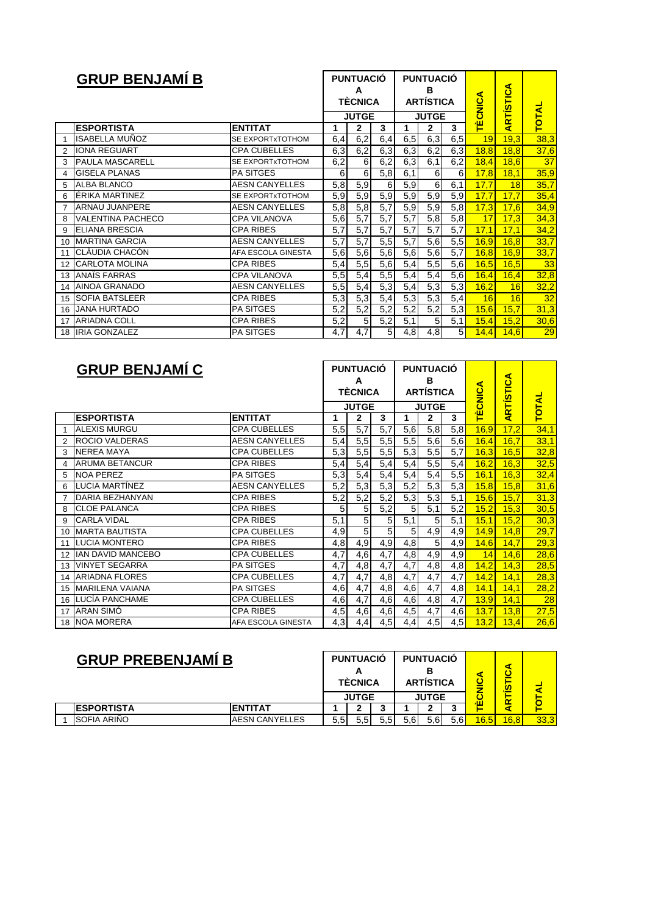## GRUP BENJAMÍ B

| | | | PUNTUACIÓ A TÈCNICA | | | PUNTUACIÓ B ARTÍSTICA | | | TÈCNICA | ARTÍSTICA | TOTAL |
|---|---|---|---|---|---|---|---|---|---|---|---|
| | | | JUTGE | | | JUTGE | | | | | |
| | ESPORTISTA | ENTITAT | 1 | 2 | 3 | 1 | 2 | 3 | | | |
| 1 | ISABELLA MUÑOZ | SE EXPORTxTOTHOM | 6,4 | 6,2 | 6,4 | 6,5 | 6,3 | 6,5 | 19 | 19,3 | 38,3 |
| 2 | IONA REGUART | CPA CUBELLES | 6,3 | 6,2 | 6,3 | 6,3 | 6,2 | 6,3 | 18,8 | 18,8 | 37,6 |
| 3 | PAULA MASCARELL | SE EXPORTxTOTHOM | 6,2 | 6 | 6,2 | 6,3 | 6,1 | 6,2 | 18,4 | 18,6 | 37 |
| 4 | GISELA PLANAS | PA SITGES | 6 | 6 | 5,8 | 6,1 | 6 | 6 | 17,8 | 18,1 | 35,9 |
| 5 | ALBA BLANCO | AESN CANYELLES | 5,8 | 5,9 | 6 | 5,9 | 6 | 6,1 | 17,7 | 18 | 35,7 |
| 6 | ÉRIKA MARTINEZ | SE EXPORTxTOTHOM | 5,9 | 5,9 | 5,9 | 5,9 | 5,9 | 5,9 | 17,7 | 17,7 | 35,4 |
| 7 | ARNAU JUANPERE | AESN CANYELLES | 5,8 | 5,8 | 5,7 | 5,9 | 5,9 | 5,8 | 17,3 | 17,6 | 34,9 |
| 8 | VALENTINA PACHECO | CPA VILANOVA | 5,6 | 5,7 | 5,7 | 5,7 | 5,8 | 5,8 | 17 | 17,3 | 34,3 |
| 9 | ELIANA BRESCIA | CPA RIBES | 5,7 | 5,7 | 5,7 | 5,7 | 5,7 | 5,7 | 17,1 | 17,1 | 34,2 |
| 10 | MARTINA GARCIA | AESN CANYELLES | 5,7 | 5,7 | 5,5 | 5,7 | 5,6 | 5,5 | 16,9 | 16,8 | 33,7 |
| 11 | CLÀUDIA CHACÓN | AFA ESCOLA GINESTA | 5,6 | 5,6 | 5,6 | 5,6 | 5,6 | 5,7 | 16,8 | 16,9 | 33,7 |
| 12 | CARLOTA MOLINA | CPA RIBES | 5,4 | 5,5 | 5,6 | 5,4 | 5,5 | 5,6 | 16,5 | 16,5 | 33 |
| 13 | ANAÍS FARRAS | CPA VILANOVA | 5,5 | 5,4 | 5,5 | 5,4 | 5,4 | 5,6 | 16,4 | 16,4 | 32,8 |
| 14 | AINOA GRANADO | AESN CANYELLES | 5,5 | 5,4 | 5,3 | 5,4 | 5,3 | 5,3 | 16,2 | 16 | 32,2 |
| 15 | SOFIA BATSLEER | CPA RIBES | 5,3 | 5,3 | 5,4 | 5,3 | 5,3 | 5,4 | 16 | 16 | 32 |
| 16 | JANA HURTADO | PA SITGES | 5,2 | 5,2 | 5,2 | 5,2 | 5,2 | 5,3 | 15,6 | 15,7 | 31,3 |
| 17 | ARIADNA COLL | CPA RIBES | 5,2 | 5 | 5,2 | 5,1 | 5 | 5,1 | 15,4 | 15,2 | 30,6 |
| 18 | IRIA GONZALEZ | PA SITGES | 4,7 | 4,7 | 5 | 4,8 | 4,8 | 5 | 14,4 | 14,6 | 29 |

## GRUP BENJAMÍ C

| | | | PUNTUACIÓ A TÈCNICA | | | PUNTUACIÓ B ARTÍSTICA | | | TÈCNICA | ARTÍSTICA | TOTAL |
|---|---|---|---|---|---|---|---|---|---|---|---|
| | | | JUTGE | | | JUTGE | | | | | |
| | ESPORTISTA | ENTITAT | 1 | 2 | 3 | 1 | 2 | 3 | | | |
| 1 | ALEXIS MURGU | CPA CUBELLES | 5,5 | 5,7 | 5,7 | 5,6 | 5,8 | 5,8 | 16,9 | 17,2 | 34,1 |
| 2 | ROCIO VALDERAS | AESN CANYELLES | 5,4 | 5,5 | 5,5 | 5,5 | 5,6 | 5,6 | 16,4 | 16,7 | 33,1 |
| 3 | NEREA MAYA | CPA CUBELLES | 5,3 | 5,5 | 5,5 | 5,3 | 5,5 | 5,7 | 16,3 | 16,5 | 32,8 |
| 4 | ARUMA BETANCUR | CPA RIBES | 5,4 | 5,4 | 5,4 | 5,4 | 5,5 | 5,4 | 16,2 | 16,3 | 32,5 |
| 5 | NOA PEREZ | PA SITGES | 5,3 | 5,4 | 5,4 | 5,4 | 5,4 | 5,5 | 16,1 | 16,3 | 32,4 |
| 6 | LUCIA MARTÍNEZ | AESN CANYELLES | 5,2 | 5,3 | 5,3 | 5,2 | 5,3 | 5,3 | 15,8 | 15,8 | 31,6 |
| 7 | DARIA BEZHANYAN | CPA RIBES | 5,2 | 5,2 | 5,2 | 5,3 | 5,3 | 5,1 | 15,6 | 15,7 | 31,3 |
| 8 | CLOE PALANCA | CPA RIBES | 5 | 5 | 5,2 | 5 | 5,1 | 5,2 | 15,2 | 15,3 | 30,5 |
| 9 | CARLA VIDAL | CPA RIBES | 5,1 | 5 | 5 | 5,1 | 5 | 5,1 | 15,1 | 15,2 | 30,3 |
| 10 | MARTA BAUTISTA | CPA CUBELLES | 4,9 | 5 | 5 | 5 | 4,9 | 4,9 | 14,9 | 14,8 | 29,7 |
| 11 | LUCIA MONTERO | CPA RIBES | 4,8 | 4,9 | 4,9 | 4,8 | 5 | 4,9 | 14,6 | 14,7 | 29,3 |
| 12 | IAN DAVID MANCEBO | CPA CUBELLES | 4,7 | 4,6 | 4,7 | 4,8 | 4,9 | 4,9 | 14 | 14,6 | 28,6 |
| 13 | VINYET SEGARRA | PA SITGES | 4,7 | 4,8 | 4,7 | 4,7 | 4,8 | 4,8 | 14,2 | 14,3 | 28,5 |
| 14 | ARIADNA FLORES | CPA CUBELLES | 4,7 | 4,7 | 4,8 | 4,7 | 4,7 | 4,7 | 14,2 | 14,1 | 28,3 |
| 15 | MARILENA VAIANA | PA SITGES | 4,6 | 4,7 | 4,8 | 4,6 | 4,7 | 4,8 | 14,1 | 14,1 | 28,2 |
| 16 | LUCÍA PANCHAME | CPA CUBELLES | 4,6 | 4,7 | 4,6 | 4,6 | 4,8 | 4,7 | 13,9 | 14,1 | 28 |
| 17 | ARAN SIMÓ | CPA RIBES | 4,5 | 4,6 | 4,6 | 4,5 | 4,7 | 4,6 | 13,7 | 13,8 | 27,5 |
| 18 | NOA MORERA | AFA ESCOLA GINESTA | 4,3 | 4,4 | 4,5 | 4,4 | 4,5 | 4,5 | 13,2 | 13,4 | 26,6 |

## GRUP PREBENJAMÍ B

| | | | PUNTUACIÓ A TÈCNICA | | | PUNTUACIÓ B ARTÍSTICA | | | TÈCNICA | ARTÍSTICA | TOTAL |
|---|---|---|---|---|---|---|---|---|---|---|---|
| | | | JUTGE | | | JUTGE | | | | | |
| | ESPORTISTA | ENTITAT | 1 | 2 | 3 | 1 | 2 | 3 | | | |
| 1 | SOFIA ARIÑO | AESN CANYELLES | 5,5 | 5,5 | 5,5 | 5,6 | 5,6 | 5,6 | 16,5 | 16,8 | 33,3 |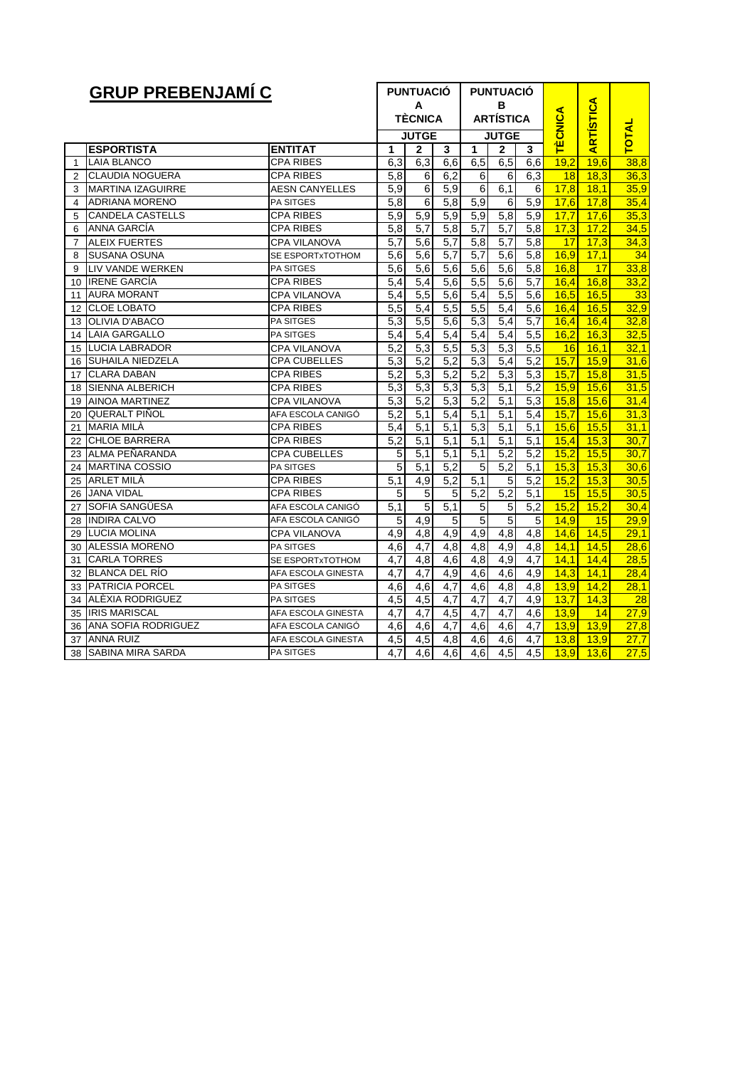## GRUP PREBENJAMÍ C

| | ESPORTISTA | ENTITAT | PUNTUACIÓ A TÈCNICA | | | PUNTUACIÓ B ARTÍSTICA | | | TÈCNICA | ARTÍSTICA | TOTAL |
|---|---|---|---|---|---|---|---|---|---|---|---|
| | | | JUTGE | | | JUTGE | | | | | |
| | | | 1 | 2 | 3 | 1 | 2 | 3 | | | |
| 1 | LAIA BLANCO | CPA RIBES | 6,3 | 6,3 | 6,6 | 6,5 | 6,5 | 6,6 | 19,2 | 19,6 | 38,8 |
| 2 | CLAUDIA NOGUERA | CPA RIBES | 5,8 | 6 | 6,2 | 6 | 6 | 6,3 | 18 | 18,3 | 36,3 |
| 3 | MARTINA IZAGUIRRE | AESN CANYELLES | 5,9 | 6 | 5,9 | 6 | 6,1 | 6 | 17,8 | 18,1 | 35,9 |
| 4 | ADRIANA MORENO | PA SITGES | 5,8 | 6 | 5,8 | 5,9 | 6 | 5,9 | 17,6 | 17,8 | 35,4 |
| 5 | CANDELA CASTELLS | CPA RIBES | 5,9 | 5,9 | 5,9 | 5,9 | 5,8 | 5,9 | 17,7 | 17,6 | 35,3 |
| 6 | ANNA GARCÍA | CPA RIBES | 5,8 | 5,7 | 5,8 | 5,7 | 5,7 | 5,8 | 17,3 | 17,2 | 34,5 |
| 7 | ALEIX FUERTES | CPA VILANOVA | 5,7 | 5,6 | 5,7 | 5,8 | 5,7 | 5,8 | 17 | 17,3 | 34,3 |
| 8 | SUSANA OSUNA | SE ESPORTxTOTHOM | 5,6 | 5,6 | 5,7 | 5,7 | 5,6 | 5,8 | 16,9 | 17,1 | 34 |
| 9 | LIV VANDE WERKEN | PA SITGES | 5,6 | 5,6 | 5,6 | 5,6 | 5,6 | 5,8 | 16,8 | 17 | 33,8 |
| 10 | IRENE GARCÍA | CPA RIBES | 5,4 | 5,4 | 5,6 | 5,5 | 5,6 | 5,7 | 16,4 | 16,8 | 33,2 |
| 11 | AURA MORANT | CPA VILANOVA | 5,4 | 5,5 | 5,6 | 5,4 | 5,5 | 5,6 | 16,5 | 16,5 | 33 |
| 12 | CLOE LOBATO | CPA RIBES | 5,5 | 5,4 | 5,5 | 5,5 | 5,4 | 5,6 | 16,4 | 16,5 | 32,9 |
| 13 | OLIVIA D'ABACO | PA SITGES | 5,3 | 5,5 | 5,6 | 5,3 | 5,4 | 5,7 | 16,4 | 16,4 | 32,8 |
| 14 | LAIA GARGALLO | PA SITGES | 5,4 | 5,4 | 5,4 | 5,4 | 5,4 | 5,5 | 16,2 | 16,3 | 32,5 |
| 15 | LUCIA LABRADOR | CPA VILANOVA | 5,2 | 5,3 | 5,5 | 5,3 | 5,3 | 5,5 | 16 | 16,1 | 32,1 |
| 16 | SUHAILA NIEDZELA | CPA CUBELLES | 5,3 | 5,2 | 5,2 | 5,3 | 5,4 | 5,2 | 15,7 | 15,9 | 31,6 |
| 17 | CLARA DABAN | CPA RIBES | 5,2 | 5,3 | 5,2 | 5,2 | 5,3 | 5,3 | 15,7 | 15,8 | 31,5 |
| 18 | SIENNA ALBERICH | CPA RIBES | 5,3 | 5,3 | 5,3 | 5,3 | 5,1 | 5,2 | 15,9 | 15,6 | 31,5 |
| 19 | AINOA MARTINEZ | CPA VILANOVA | 5,3 | 5,2 | 5,3 | 5,2 | 5,1 | 5,3 | 15,8 | 15,6 | 31,4 |
| 20 | QUERALT PIÑOL | AFA ESCOLA CANIGÓ | 5,2 | 5,1 | 5,4 | 5,1 | 5,1 | 5,4 | 15,7 | 15,6 | 31,3 |
| 21 | MARIA MILÀ | CPA RIBES | 5,4 | 5,1 | 5,1 | 5,3 | 5,1 | 5,1 | 15,6 | 15,5 | 31,1 |
| 22 | CHLOE BARRERA | CPA RIBES | 5,2 | 5,1 | 5,1 | 5,1 | 5,1 | 5,1 | 15,4 | 15,3 | 30,7 |
| 23 | ALMA PEÑARANDA | CPA CUBELLES | 5 | 5,1 | 5,1 | 5,1 | 5,2 | 5,2 | 15,2 | 15,5 | 30,7 |
| 24 | MARTINA COSSIO | PA SITGES | 5 | 5,1 | 5,2 | 5 | 5,2 | 5,1 | 15,3 | 15,3 | 30,6 |
| 25 | ARLET MILÀ | CPA RIBES | 5,1 | 4,9 | 5,2 | 5,1 | 5 | 5,2 | 15,2 | 15,3 | 30,5 |
| 26 | JANA VIDAL | CPA RIBES | 5 | 5 | 5 | 5,2 | 5,2 | 5,1 | 15 | 15,5 | 30,5 |
| 27 | SOFIA SANGÜESA | AFA ESCOLA CANIGÓ | 5,1 | 5 | 5,1 | 5 | 5 | 5,2 | 15,2 | 15,2 | 30,4 |
| 28 | INDIRA CALVO | AFA ESCOLA CANIGÓ | 5 | 4,9 | 5 | 5 | 5 | 5 | 14,9 | 15 | 29,9 |
| 29 | LUCIA MOLINA | CPA VILANOVA | 4,9 | 4,8 | 4,9 | 4,9 | 4,8 | 4,8 | 14,6 | 14,5 | 29,1 |
| 30 | ALESSIA MORENO | PA SITGES | 4,6 | 4,7 | 4,8 | 4,8 | 4,9 | 4,8 | 14,1 | 14,5 | 28,6 |
| 31 | CARLA TORRES | SE ESPORTxTOTHOM | 4,7 | 4,8 | 4,6 | 4,8 | 4,9 | 4,7 | 14,1 | 14,4 | 28,5 |
| 32 | BLANCA DEL RÍO | AFA ESCOLA GINESTA | 4,7 | 4,7 | 4,9 | 4,6 | 4,6 | 4,9 | 14,3 | 14,1 | 28,4 |
| 33 | PATRICIA PORCEL | PA SITGES | 4,6 | 4,6 | 4,7 | 4,6 | 4,8 | 4,8 | 13,9 | 14,2 | 28,1 |
| 34 | ALÈXIA RODRIGUEZ | PA SITGES | 4,5 | 4,5 | 4,7 | 4,7 | 4,7 | 4,9 | 13,7 | 14,3 | 28 |
| 35 | IRIS MARISCAL | AFA ESCOLA GINESTA | 4,7 | 4,7 | 4,5 | 4,7 | 4,7 | 4,6 | 13,9 | 14 | 27,9 |
| 36 | ANA SOFIA RODRIGUEZ | AFA ESCOLA CANIGÓ | 4,6 | 4,6 | 4,7 | 4,6 | 4,6 | 4,7 | 13,9 | 13,9 | 27,8 |
| 37 | ANNA RUIZ | AFA ESCOLA GINESTA | 4,5 | 4,5 | 4,8 | 4,6 | 4,6 | 4,7 | 13,8 | 13,9 | 27,7 |
| 38 | SABINA MIRA SARDA | PA SITGES | 4,7 | 4,6 | 4,6 | 4,6 | 4,5 | 4,5 | 13,9 | 13,6 | 27,5 |